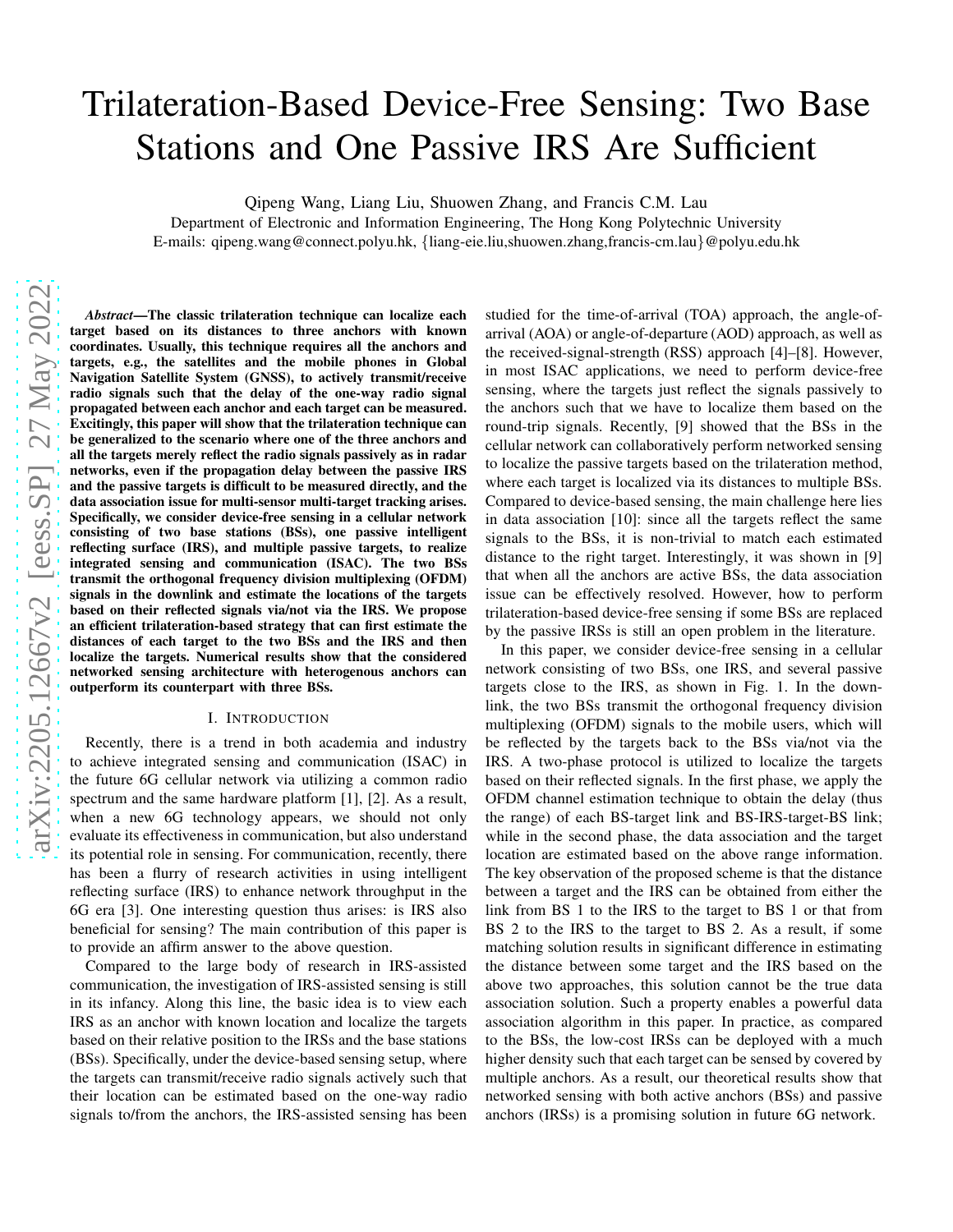# Trilateration-Based Device-Free Sensing: Two Base Stations and One Passive IRS Are Sufficient

Qipeng Wang, Liang Liu, Shuowen Zhang, and Francis C.M. Lau

Department of Electronic and Information Engineering, The Hong Kong Polytechnic University

E-mails: qipeng.wang@connect.polyu.hk, {liang-eie.liu,shuowen.zhang,francis-cm.lau}@polyu.edu.hk

***Abstract*—The classic trilateration technique can localize each target based on its distances to three anchors with known coordinates. Usually, this technique requires all the anchors and targets, e.g., the satellites and the mobile phones in Global Navigation Satellite System (GNSS), to actively transmit/receive radio signals such that the delay of the one-way radio signal propagated between each anchor and each target can be measured. Excitingly, this paper will show that the trilateration technique can be generalized to the scenario where one of the three anchors and all the targets merely reflect the radio signals passively as in radar networks, even if the propagation delay between the passive IRS and the passive targets is difficult to be measured directly, and the data association issue for multi-sensor multi-target tracking arises. Specifically, we consider device-free sensing in a cellular network consisting of two base stations (BSs), one passive intelligent reflecting surface (IRS), and multiple passive targets, to realize integrated sensing and communication (ISAC). The two BSs transmit the orthogonal frequency division multiplexing (OFDM) signals in the downlink and estimate the locations of the targets based on their reflected signals via/not via the IRS. We propose an efficient trilateration-based strategy that can first estimate the distances of each target to the two BSs and the IRS and then localize the targets. Numerical results show that the considered networked sensing architecture with heterogenous anchors can outperform its counterpart with three BSs.**

## I. Introduction

Recently, there is a trend in both academia and industry to achieve integrated sensing and communication (ISAC) in the future 6G cellular network via utilizing a common radio spectrum and the same hardware platform [1], [2]. As a result, when a new 6G technology appears, we should not only evaluate its effectiveness in communication, but also understand its potential role in sensing. For communication, recently, there has been a flurry of research activities in using intelligent reflecting surface (IRS) to enhance network throughput in the 6G era [3]. One interesting question thus arises: is IRS also beneficial for sensing? The main contribution of this paper is to provide an affirm answer to the above question.

Compared to the large body of research in IRS-assisted communication, the investigation of IRS-assisted sensing is still in its infancy. Along this line, the basic idea is to view each IRS as an anchor with known location and localize the targets based on their relative position to the IRSs and the base stations (BSs). Specifically, under the device-based sensing setup, where the targets can transmit/receive radio signals actively such that their location can be estimated based on the one-way radio signals to/from the anchors, the IRS-assisted sensing has been studied for the time-of-arrival (TOA) approach, the angle-of-arrival (AOA) or angle-of-departure (AOD) approach, as well as the received-signal-strength (RSS) approach [4]–[8]. However, in most ISAC applications, we need to perform device-free sensing, where the targets just reflect the signals passively to the anchors such that we have to localize them based on the round-trip signals. Recently, [9] showed that the BSs in the cellular network can collaboratively perform networked sensing to localize the passive targets based on the trilateration method, where each target is localized via its distances to multiple BSs. Compared to device-based sensing, the main challenge here lies in data association [10]: since all the targets reflect the same signals to the BSs, it is non-trivial to match each estimated distance to the right target. Interestingly, it was shown in [9] that when all the anchors are active BSs, the data association issue can be effectively resolved. However, how to perform trilateration-based device-free sensing if some BSs are replaced by the passive IRSs is still an open problem in the literature.

In this paper, we consider device-free sensing in a cellular network consisting of two BSs, one IRS, and several passive targets close to the IRS, as shown in Fig. 1. In the downlink, the two BSs transmit the orthogonal frequency division multiplexing (OFDM) signals to the mobile users, which will be reflected by the targets back to the BSs via/not via the IRS. A two-phase protocol is utilized to localize the targets based on their reflected signals. In the first phase, we apply the OFDM channel estimation technique to obtain the delay (thus the range) of each BS-target link and BS-IRS-target-BS link; while in the second phase, the data association and the target location are estimated based on the above range information. The key observation of the proposed scheme is that the distance between a target and the IRS can be obtained from either the link from BS 1 to the IRS to the target to BS 1 or that from BS 2 to the IRS to the target to BS 2. As a result, if some matching solution results in significant difference in estimating the distance between some target and the IRS based on the above two approaches, this solution cannot be the true data association solution. Such a property enables a powerful data association algorithm in this paper. In practice, as compared to the BSs, the low-cost IRSs can be deployed with a much higher density such that each target can be sensed by covered by multiple anchors. As a result, our theoretical results show that networked sensing with both active anchors (BSs) and passive anchors (IRSs) is a promising solution in future 6G network.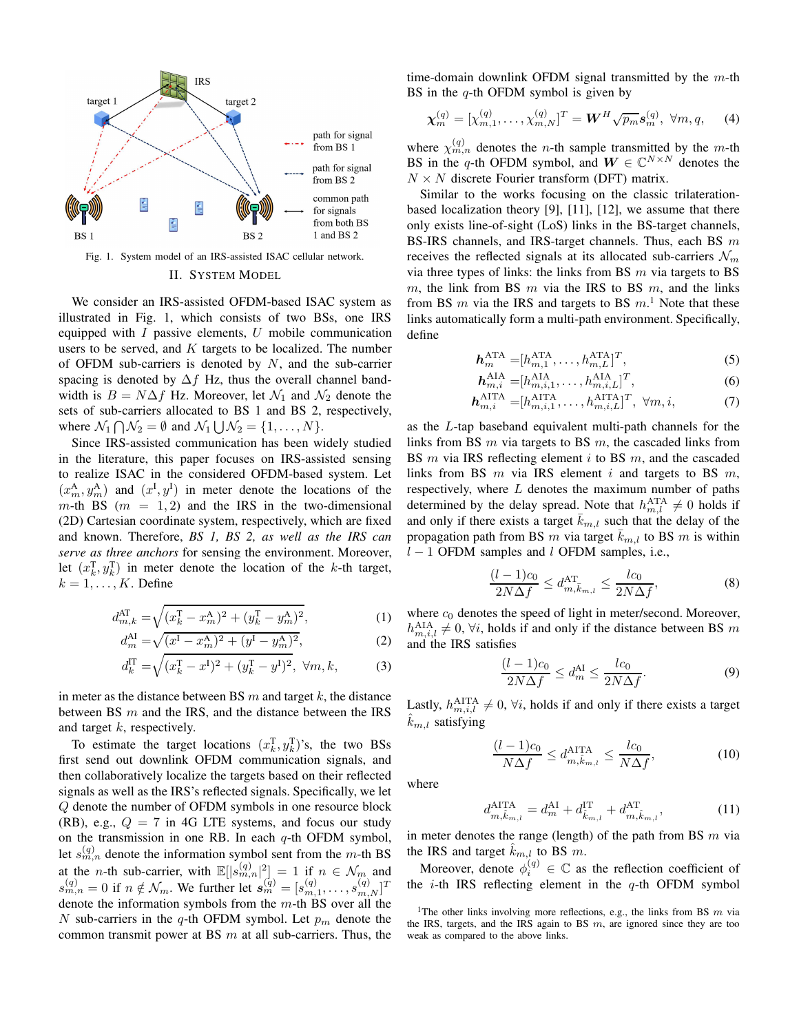Fig. 1. System model of an IRS-assisted ISAC cellular network.

## II. System Model

We consider an IRS-assisted OFDM-based ISAC system as illustrated in Fig. 1, which consists of two BSs, one IRS equipped with $I$ passive elements, $U$ mobile communication users to be served, and $K$ targets to be localized. The number of OFDM sub-carriers is denoted by $N$, and the sub-carrier spacing is denoted by $\Delta f$ Hz, thus the overall channel bandwidth is $B = N\Delta f$ Hz. Moreover, let $\mathcal{N}_1$ and $\mathcal{N}_2$ denote the sets of sub-carriers allocated to BS 1 and BS 2, respectively, where $\mathcal{N}_1 \bigcap \mathcal{N}_2 = \emptyset$ and $\mathcal{N}_1 \bigcup \mathcal{N}_2 = \{1, \ldots, N\}$.

Since IRS-assisted communication has been widely studied in the literature, this paper focuses on IRS-assisted sensing to realize ISAC in the considered OFDM-based system. Let $(x_m^{\rm A}, y_m^{\rm A})$ and $(x^{\rm I}, y^{\rm I})$ in meter denote the locations of the $m$-th BS ($m = 1, 2$) and the IRS in the two-dimensional (2D) Cartesian coordinate system, respectively, which are fixed and known. Therefore, *BS 1, BS 2, as well as the IRS can serve as three anchors* for sensing the environment. Moreover, let $(x_k^{\rm T}, y_k^{\rm T})$ in meter denote the location of the $k$-th target, $k = 1, \ldots, K$. Define

$$d_{m,k}^{\rm AT} = \sqrt{(x_k^{\rm T} - x_m^{\rm A})^2 + (y_k^{\rm T} - y_m^{\rm A})^2}, \tag{1}$$

$$d_m^{\rm AI} = \sqrt{(x^{\rm I} - x_m^{\rm A})^2 + (y^{\rm I} - y_m^{\rm A})^2}, \tag{2}$$

$$d_k^{\rm IT} = \sqrt{(x_k^{\rm T} - x^{\rm I})^2 + (y_k^{\rm T} - y^{\rm I})^2}, \ \forall m, k, \tag{3}$$

in meter as the distance between BS $m$ and target $k$, the distance between BS $m$ and the IRS, and the distance between the IRS and target $k$, respectively.

To estimate the target locations $(x_k^{\rm T}, y_k^{\rm T})$'s, the two BSs first send out downlink OFDM communication signals, and then collaboratively localize the targets based on their reflected signals as well as the IRS's reflected signals. Specifically, we let $Q$ denote the number of OFDM symbols in one resource block (RB), e.g., $Q = 7$ in 4G LTE systems, and focus our study on the transmission in one RB. In each $q$-th OFDM symbol, let $s_{m,n}^{(q)}$ denote the information symbol sent from the $m$-th BS at the $n$-th sub-carrier, with $\mathbb{E}[|s_{m,n}^{(q)}|^2] = 1$ if $n \in \mathcal{N}_m$ and $s_{m,n}^{(q)} = 0$ if $n \notin \mathcal{N}_m$. We further let $\boldsymbol{s}_m^{(q)} = [s_{m,1}^{(q)}, \ldots, s_{m,N}^{(q)}]^T$ denote the information symbols from the $m$-th BS over all the $N$ sub-carriers in the $q$-th OFDM symbol. Let $p_m$ denote the common transmit power at BS $m$ at all sub-carriers. Thus, the time-domain downlink OFDM signal transmitted by the $m$-th BS in the $q$-th OFDM symbol is given by

$$\boldsymbol{\chi}_m^{(q)} = [\chi_{m,1}^{(q)}, \ldots, \chi_{m,N}^{(q)}]^T = \boldsymbol{W}^H \sqrt{p_m} \boldsymbol{s}_m^{(q)}, \ \forall m, q, \tag{4}$$

where $\chi_{m,n}^{(q)}$ denotes the $n$-th sample transmitted by the $m$-th BS in the $q$-th OFDM symbol, and $\boldsymbol{W} \in \mathbb{C}^{N \times N}$ denotes the $N \times N$ discrete Fourier transform (DFT) matrix.

Similar to the works focusing on the classic trilateration-based localization theory [9], [11], [12], we assume that there only exists line-of-sight (LoS) links in the BS-target channels, BS-IRS channels, and IRS-target channels. Thus, each BS $m$ receives the reflected signals at its allocated sub-carriers $\mathcal{N}_m$ via three types of links: the links from BS $m$ via targets to BS $m$, the link from BS $m$ via the IRS to BS $m$, and the links from BS $m$ via the IRS and targets to BS $m$.[1] Note that these links automatically form a multi-path environment. Specifically, define

$$\boldsymbol{h}_m^{\rm ATA} = [h_{m,1}^{\rm ATA}, \ldots, h_{m,L}^{\rm ATA}]^T, \tag{5}$$

$$\boldsymbol{h}_{m,i}^{\rm AIA} = [h_{m,i,1}^{\rm AIA}, \ldots, h_{m,i,L}^{\rm AIA}]^T, \tag{6}$$

$$\boldsymbol{h}_{m,i}^{\rm AITA} = [h_{m,i,1}^{\rm AITA}, \ldots, h_{m,i,L}^{\rm AITA}]^T, \ \forall m, i, \tag{7}$$

as the $L$-tap baseband equivalent multi-path channels for the links from BS $m$ via targets to BS $m$, the cascaded links from BS $m$ via IRS reflecting element $i$ to BS $m$, and the cascaded links from BS $m$ via IRS element $i$ and targets to BS $m$, respectively, where $L$ denotes the maximum number of paths determined by the delay spread. Note that $h_{m,l}^{\rm ATA} \neq 0$ holds if and only if there exists a target $\bar{k}_{m,l}$ such that the delay of the propagation path from BS $m$ via target $\bar{k}_{m,l}$ to BS $m$ is within $l-1$ OFDM samples and $l$ OFDM samples, i.e.,

$$\frac{(l-1)c_0}{2N\Delta f} \leq d_{m,\bar{k}_{m,l}}^{\rm AT} \leq \frac{lc_0}{2N\Delta f}, \tag{8}$$

where $c_0$ denotes the speed of light in meter/second. Moreover, $h_{m,i,l}^{\rm AIA} \neq 0, \forall i$, holds if and only if the distance between BS $m$ and the IRS satisfies

$$\frac{(l-1)c_0}{2N\Delta f} \leq d_m^{\rm AI} \leq \frac{lc_0}{2N\Delta f}. \tag{9}$$

Lastly, $h_{m,i,l}^{\rm AITA} \neq 0, \forall i$, holds if and only if there exists a target $\hat{k}_{m,l}$ satisfying

$$\frac{(l-1)c_0}{N\Delta f} \leq d_{m,\hat{k}_{m,l}}^{\rm AITA} \leq \frac{lc_0}{N\Delta f}, \tag{10}$$

where

$$d_{m,\hat{k}_{m,l}}^{\rm AITA} = d_m^{\rm AI} + d_{\hat{k}_{m,l}}^{\rm IT} + d_{m,\hat{k}_{m,l}}^{\rm AT}, \tag{11}$$

in meter denotes the range (length) of the path from BS $m$ via the IRS and target $\hat{k}_{m,l}$ to BS $m$.

Moreover, denote $\phi_i^{(q)} \in \mathbb{C}$ as the reflection coefficient of the $i$-th IRS reflecting element in the $q$-th OFDM symbol

[1] The other links involving more reflections, e.g., the links from BS $m$ via the IRS, targets, and the IRS again to BS $m$, are ignored since they are too weak as compared to the above links.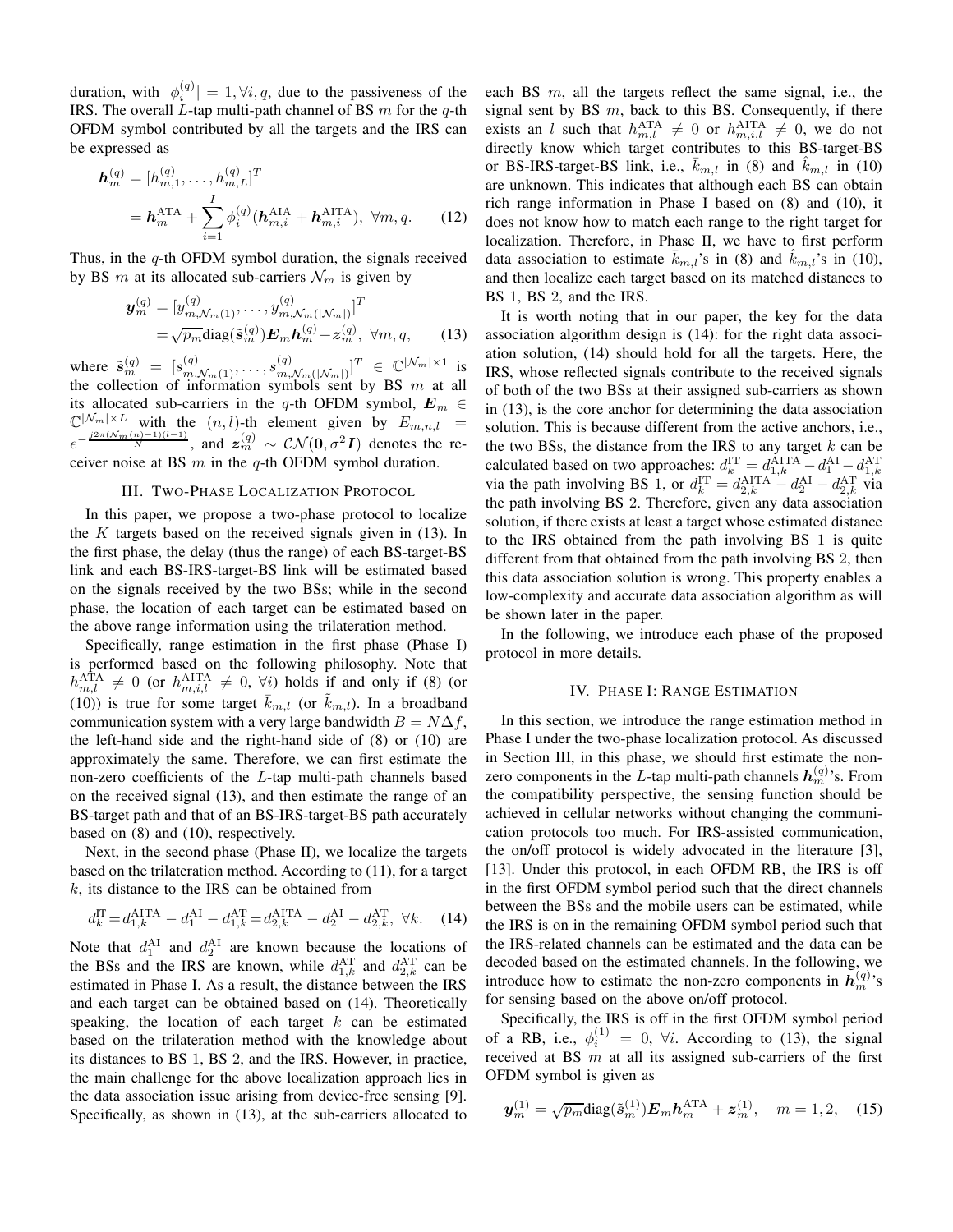duration, with $|\phi_i^{(q)}| = 1, \forall i, q$, due to the passiveness of the IRS. The overall $L$-tap multi-path channel of BS $m$ for the $q$-th OFDM symbol contributed by all the targets and the IRS can be expressed as

$$\boldsymbol{h}_m^{(q)} = [h_{m,1}^{(q)}, \ldots, h_{m,L}^{(q)}]^T = \boldsymbol{h}_m^{\text{ATA}} + \sum_{i=1}^{I} \phi_i^{(q)} (\boldsymbol{h}_{m,i}^{\text{AIA}} + \boldsymbol{h}_{m,i}^{\text{AITA}}), \ \forall m, q. \tag{12}$$

Thus, in the $q$-th OFDM symbol duration, the signals received by BS $m$ at its allocated sub-carriers $\mathcal{N}_m$ is given by

$$\boldsymbol{y}_m^{(q)} = [y_{m,\mathcal{N}_m(1)}^{(q)}, \ldots, y_{m,\mathcal{N}_m(|\mathcal{N}_m|)}^{(q)}]^T = \sqrt{p_m} \text{diag}(\tilde{\boldsymbol{s}}_m^{(q)}) \boldsymbol{E}_m \boldsymbol{h}_m^{(q)} + \boldsymbol{z}_m^{(q)}, \ \forall m, q, \tag{13}$$

where $\tilde{\boldsymbol{s}}_m^{(q)} = [s_{m,\mathcal{N}_m(1)}^{(q)}, \ldots, s_{m,\mathcal{N}_m(|\mathcal{N}_m|)}^{(q)}]^T \in \mathbb{C}^{|\mathcal{N}_m| \times 1}$ is the collection of information symbols sent by BS $m$ at all its allocated sub-carriers in the $q$-th OFDM symbol, $\boldsymbol{E}_m \in \mathbb{C}^{|\mathcal{N}_m| \times L}$ with the $(n,l)$-th element given by $E_{m,n,l} = e^{-\frac{j2\pi(\mathcal{N}_m(n)-1)(l-1)}{N}}$, and $\boldsymbol{z}_m^{(q)} \sim \mathcal{CN}(\boldsymbol{0}, \sigma^2 \boldsymbol{I})$ denotes the receiver noise at BS $m$ in the $q$-th OFDM symbol duration.

## III. Two-Phase Localization Protocol

In this paper, we propose a two-phase protocol to localize the $K$ targets based on the received signals given in (13). In the first phase, the delay (thus the range) of each BS-target-BS link and each BS-IRS-target-BS link will be estimated based on the signals received by the two BSs; while in the second phase, the location of each target can be estimated based on the above range information using the trilateration method.

Specifically, range estimation in the first phase (Phase I) is performed based on the following philosophy. Note that $h_{m,l}^{\text{ATA}} \neq 0$ (or $h_{m,i,l}^{\text{AITA}} \neq 0$, $\forall i$) holds if and only if (8) (or (10)) is true for some target $\bar{k}_{m,l}$ (or $\tilde{k}_{m,l}$). In a broadband communication system with a very large bandwidth $B = N\Delta f$, the left-hand side and the right-hand side of (8) or (10) are approximately the same. Therefore, we can first estimate the non-zero coefficients of the $L$-tap multi-path channels based on the received signal (13), and then estimate the range of an BS-target path and that of an BS-IRS-target-BS path accurately based on (8) and (10), respectively.

Next, in the second phase (Phase II), we localize the targets based on the trilateration method. According to (11), for a target $k$, its distance to the IRS can be obtained from

$$d_k^{\text{IT}} = d_{1,k}^{\text{AITA}} - d_1^{\text{AI}} - d_{1,k}^{\text{AT}} = d_{2,k}^{\text{AITA}} - d_2^{\text{AI}} - d_{2,k}^{\text{AT}}, \ \forall k. \tag{14}$$

Note that $d_1^{\text{AI}}$ and $d_2^{\text{AI}}$ are known because the locations of the BSs and the IRS are known, while $d_{1,k}^{\text{AT}}$ and $d_{2,k}^{\text{AT}}$ can be estimated in Phase I. As a result, the distance between the IRS and each target can be obtained based on (14). Theoretically speaking, the location of each target $k$ can be estimated based on the trilateration method with the knowledge about its distances to BS 1, BS 2, and the IRS. However, in practice, the main challenge for the above localization approach lies in the data association issue arising from device-free sensing [9]. Specifically, as shown in (13), at the sub-carriers allocated to each BS $m$, all the targets reflect the same signal, i.e., the signal sent by BS $m$, back to this BS. Consequently, if there exists an $l$ such that $h_{m,l}^{\text{ATA}} \neq 0$ or $h_{m,i,l}^{\text{AITA}} \neq 0$, we do not directly know which target contributes to this BS-target-BS or BS-IRS-target-BS link, i.e., $\bar{k}_{m,l}$ in (8) and $\hat{k}_{m,l}$ in (10) are unknown. This indicates that although each BS can obtain rich range information in Phase I based on (8) and (10), it does not know how to match each range to the right target for localization. Therefore, in Phase II, we have to first perform data association to estimate $\bar{k}_{m,l}$'s in (8) and $\hat{k}_{m,l}$'s in (10), and then localize each target based on its matched distances to BS 1, BS 2, and the IRS.

It is worth noting that in our paper, the key for the data association algorithm design is (14): for the right data association solution, (14) should hold for all the targets. Here, the IRS, whose reflected signals contribute to the received signals of both of the two BSs at their assigned sub-carriers as shown in (13), is the core anchor for determining the data association solution. This is because different from the active anchors, i.e., the two BSs, the distance from the IRS to any target $k$ can be calculated based on two approaches: $d_k^{\text{IT}} = d_{1,k}^{\text{AITA}} - d_1^{\text{AI}} - d_{1,k}^{\text{AT}}$ via the path involving BS 1, or $d_k^{\text{IT}} = d_{2,k}^{\text{AITA}} - d_2^{\text{AI}} - d_{2,k}^{\text{AT}}$ via the path involving BS 2. Therefore, given any data association solution, if there exists at least a target whose estimated distance to the IRS obtained from the path involving BS 1 is quite different from that obtained from the path involving BS 2, then this data association solution is wrong. This property enables a low-complexity and accurate data association algorithm as will be shown later in the paper.

In the following, we introduce each phase of the proposed protocol in more details.

## IV. Phase I: Range Estimation

In this section, we introduce the range estimation method in Phase I under the two-phase localization protocol. As discussed in Section III, in this phase, we should first estimate the non-zero components in the $L$-tap multi-path channels $\boldsymbol{h}_m^{(q)}$'s. From the compatibility perspective, the sensing function should be achieved in cellular networks without changing the communication protocols too much. For IRS-assisted communication, the on/off protocol is widely advocated in the literature [3], [13]. Under this protocol, in each OFDM RB, the IRS is off in the first OFDM symbol period such that the direct channels between the BSs and the mobile users can be estimated, while the IRS is on in the remaining OFDM symbol period such that the IRS-related channels can be estimated and the data can be decoded based on the estimated channels. In the following, we introduce how to estimate the non-zero components in $\boldsymbol{h}_m^{(q)}$'s for sensing based on the above on/off protocol.

Specifically, the IRS is off in the first OFDM symbol period of a RB, i.e., $\phi_i^{(1)} = 0$, $\forall i$. According to (13), the signal received at BS $m$ at all its assigned sub-carriers of the first OFDM symbol is given as

$$\boldsymbol{y}_m^{(1)} = \sqrt{p_m} \text{diag}(\tilde{\boldsymbol{s}}_m^{(1)}) \boldsymbol{E}_m \boldsymbol{h}_m^{\text{ATA}} + \boldsymbol{z}_m^{(1)}, \quad m = 1, 2, \tag{15}$$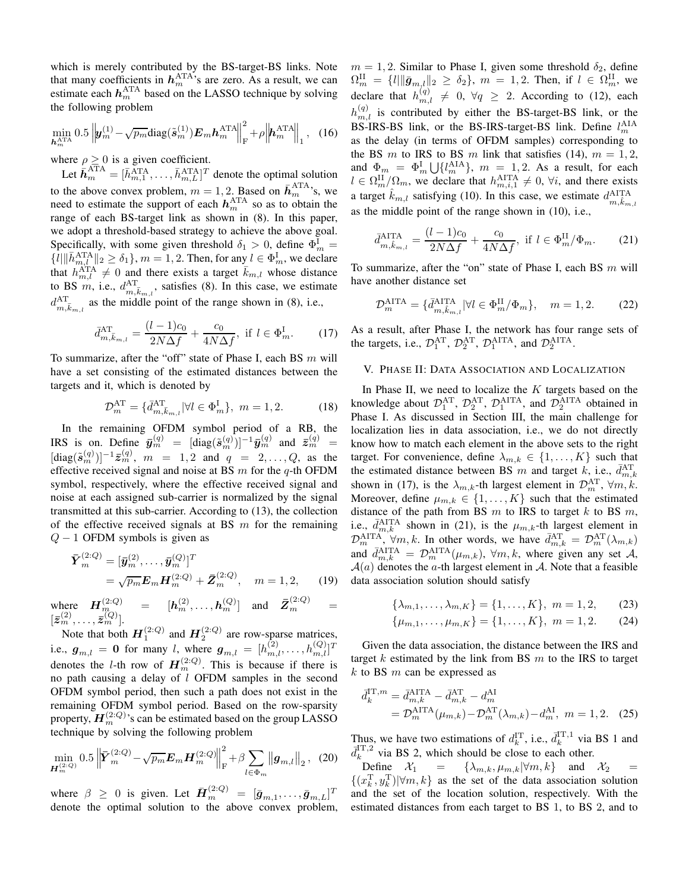which is merely contributed by the BS-target-BS links. Note that many coefficients in $\boldsymbol{h}_m^{\rm ATA}$'s are zero. As a result, we can estimate each $\boldsymbol{h}_m^{\rm ATA}$ based on the LASSO technique by solving the following problem

$$\min_{\boldsymbol{h}_m^{\rm ATA}} 0.5 \left\|\boldsymbol{y}_m^{(1)} - \sqrt{p_m}{\rm diag}(\tilde{\boldsymbol{s}}_m^{(1)})\boldsymbol{E}_m\boldsymbol{h}_m^{\rm ATA}\right\|_{\rm F}^2 + \rho\left\|\boldsymbol{h}_m^{\rm ATA}\right\|_1, \quad (16)$$

where $\rho \geq 0$ is a given coefficient.

Let $\bar{\boldsymbol{h}}_m^{\rm ATA} = [\bar{h}_{m,1}^{\rm ATA}, \ldots, \bar{h}_{m,L}^{\rm ATA}]^T$ denote the optimal solution to the above convex problem, $m = 1, 2$. Based on $\bar{\boldsymbol{h}}_m^{\rm ATA}$'s, we need to estimate the support of each $\boldsymbol{h}_m^{\rm ATA}$ so as to obtain the range of each BS-target link as shown in (8). In this paper, we adopt a threshold-based strategy to achieve the above goal. Specifically, with some given threshold $\delta_1 > 0$, define $\Phi_m^{\rm I} = \{l | \|\bar{h}_{m,l}^{\rm ATA}\|_2 \geq \delta_1\}$, $m = 1, 2$. Then, for any $l \in \Phi_m^{\rm I}$, we declare that $h_{m,l}^{\rm ATA} \neq 0$ and there exists a target $\bar{k}_{m,l}$ whose distance to BS $m$, i.e., $d_{m,\bar{k}_{m,l}}^{\rm AT}$, satisfies (8). In this case, we estimate $d_{m,\bar{k}_{m,l}}^{\rm AT}$ as the middle point of the range shown in (8), i.e.,

$$\bar{d}_{m,\bar{k}_{m,l}}^{\rm AT} = \frac{(l-1)c_0}{2N\Delta f} + \frac{c_0}{4N\Delta f}, \text{ if } l \in \Phi_m^{\rm I}. \quad (17)$$

To summarize, after the "off" state of Phase I, each BS $m$ will have a set consisting of the estimated distances between the targets and it, which is denoted by

$$\mathcal{D}_m^{\rm AT} = \{\bar{d}_{m,\bar{k}_{m,l}}^{\rm AT} | \forall l \in \Phi_m^{\rm I}\}, \ m = 1, 2. \quad (18)$$

In the remaining OFDM symbol period of a RB, the IRS is on. Define $\bar{\boldsymbol{y}}_m^{(q)} = [{\rm diag}(\tilde{\boldsymbol{s}}_m^{(q)})]^{-1}\bar{\boldsymbol{y}}_m^{(q)}$ and $\bar{\boldsymbol{z}}_m^{(q)} = [{\rm diag}(\tilde{\boldsymbol{s}}_m^{(q)})]^{-1}\bar{\boldsymbol{z}}_m^{(q)}$, $m = 1, 2$ and $q = 2, \ldots, Q$, as the effective received signal and noise at BS $m$ for the $q$-th OFDM symbol, respectively, where the effective received signal and noise at each assigned sub-carrier is normalized by the signal transmitted at this sub-carrier. According to (13), the collection of the effective received signals at BS $m$ for the remaining $Q-1$ OFDM symbols is given as

$$\begin{aligned}\bar{\boldsymbol{Y}}_m^{(2:Q)} &= [\bar{\boldsymbol{y}}_m^{(2)}, \ldots, \bar{\boldsymbol{y}}_m^{(Q)}]^T \\ &= \sqrt{p_m}\boldsymbol{E}_m\boldsymbol{H}_m^{(2:Q)} + \bar{\boldsymbol{Z}}_m^{(2:Q)}, \quad m = 1, 2, \quad (19)\end{aligned}$$

where $\boldsymbol{H}_m^{(2:Q)} = [\boldsymbol{h}_m^{(2)}, \ldots, \boldsymbol{h}_m^{(Q)}]$ and $\bar{\boldsymbol{Z}}_m^{(2:Q)} = [\bar{\boldsymbol{z}}_m^{(2)}, \ldots, \bar{\boldsymbol{z}}_m^{(Q)}]$.

Note that both $\boldsymbol{H}_1^{(2:Q)}$ and $\boldsymbol{H}_2^{(2:Q)}$ are row-sparse matrices, i.e., $\boldsymbol{g}_{m,l} = \boldsymbol{0}$ for many $l$, where $\boldsymbol{g}_{m,l} = [h_{m,l}^{(2)}, \ldots, h_{m,l}^{(Q)}]^T$ denotes the $l$-th row of $\boldsymbol{H}_m^{(2:Q)}$. This is because if there is no path causing a delay of $l$ OFDM samples in the second OFDM symbol period, then such a path does not exist in the remaining OFDM symbol period. Based on the row-sparsity property, $\boldsymbol{H}_m^{(2:Q)}$'s can be estimated based on the group LASSO technique by solving the following problem

$$\min_{\boldsymbol{H}_m^{(2:Q)}} 0.5\left\|\bar{\boldsymbol{Y}}_m^{(2:Q)} - \sqrt{p_m}\boldsymbol{E}_m\boldsymbol{H}_m^{(2:Q)}\right\|_{\rm F}^2 + \beta\sum_{l \in \Phi_m}\left\|\boldsymbol{g}_{m,l}\right\|_2, \quad (20)$$

where $\beta \geq 0$ is given. Let $\bar{\boldsymbol{H}}_m^{(2:Q)} = [\bar{\boldsymbol{g}}_{m,1}, \ldots, \bar{\boldsymbol{g}}_{m,L}]^T$ denote the optimal solution to the above convex problem, $m = 1, 2$. Similar to Phase I, given some threshold $\delta_2$, define $\Omega_m^{\rm II} = \{l | \|\bar{\boldsymbol{g}}_{m,l}\|_2 \geq \delta_2\}$, $m = 1, 2$. Then, if $l \in \Omega_m^{\rm II}$, we declare that $h_{m,l}^{(q)} \neq 0$, $\forall q \geq 2$. According to (12), each $h_{m,l}^{(q)}$ is contributed by either the BS-target-BS link, or the BS-IRS-BS link, or the BS-IRS-target-BS link. Define $l_m^{\rm AIA}$ as the delay (in terms of OFDM samples) corresponding to the BS $m$ to IRS to BS $m$ link that satisfies (14), $m = 1, 2$, and $\Phi_m = \Phi_m^{\rm I} \bigcup \{l_m^{\rm AIA}\}$, $m = 1, 2$. As a result, for each $l \in \Omega_m^{\rm II}/\Omega_m$, we declare that $h_{m,i,1}^{\rm AITA} \neq 0$, $\forall i$, and there exists a target $\hat{k}_{m,l}$ satisfying (10). In this case, we estimate $d_{m,\hat{k}_{m,l}}^{\rm AITA}$ as the middle point of the range shown in (10), i.e.,

$$\bar{d}_{m,\hat{k}_{m,l}}^{\rm AITA} = \frac{(l-1)c_0}{2N\Delta f} + \frac{c_0}{4N\Delta f}, \text{ if } l \in \Phi_m^{\rm II}/\Phi_m. \quad (21)$$

To summarize, after the "on" state of Phase I, each BS $m$ will have another distance set

$$\mathcal{D}_m^{\rm AITA} = \{\bar{d}_{m,\hat{k}_{m,l}}^{\rm AITA} | \forall l \in \Phi_m^{\rm II}/\Phi_m\}, \quad m = 1, 2. \quad (22)$$

As a result, after Phase I, the network has four range sets of the targets, i.e., $\mathcal{D}_1^{\rm AT}$, $\mathcal{D}_2^{\rm AT}$, $\mathcal{D}_1^{\rm AITA}$, and $\mathcal{D}_2^{\rm AITA}$.

## V. Phase II: Data Association and Localization

In Phase II, we need to localize the $K$ targets based on the knowledge about $\mathcal{D}_1^{\rm AT}$, $\mathcal{D}_2^{\rm AT}$, $\mathcal{D}_1^{\rm AITA}$, and $\mathcal{D}_2^{\rm AITA}$ obtained in Phase I. As discussed in Section III, the main challenge for localization lies in data association, i.e., we do not directly know how to match each element in the above sets to the right target. For convenience, define $\lambda_{m,k} \in \{1, \ldots, K\}$ such that the estimated distance between BS $m$ and target $k$, i.e., $\bar{d}_{m,k}^{\rm AT}$ shown in (17), is the $\lambda_{m,k}$-th largest element in $\mathcal{D}_m^{\rm AT}$, $\forall m, k$. Moreover, define $\mu_{m,k} \in \{1, \ldots, K\}$ such that the estimated distance of the path from BS $m$ to IRS to target $k$ to BS $m$, i.e., $\bar{d}_{m,k}^{\rm AITA}$ shown in (21), is the $\mu_{m,k}$-th largest element in $\mathcal{D}_m^{\rm AITA}$, $\forall m, k$. In other words, we have $\bar{d}_{m,k}^{\rm AT} = \mathcal{D}_m^{\rm AT}(\lambda_{m,k})$ and $\bar{d}_{m,k}^{\rm AITA} = \mathcal{D}_m^{\rm AITA}(\mu_{m,k})$, $\forall m, k$, where given any set $\mathcal{A}$, $\mathcal{A}(a)$ denotes the $a$-th largest element in $\mathcal{A}$. Note that a feasible data association solution should satisfy

$$\{\lambda_{m,1}, \ldots, \lambda_{m,K}\} = \{1, \ldots, K\}, \ m = 1, 2, \quad (23)$$

$$\{\mu_{m,1}, \ldots, \mu_{m,K}\} = \{1, \ldots, K\}, \ m = 1, 2. \quad (24)$$

Given the data association, the distance between the IRS and target $k$ estimated by the link from BS $m$ to the IRS to target $k$ to BS $m$ can be expressed as

$$\begin{aligned}\bar{d}_k^{{\rm IT},m} &= \bar{d}_{m,k}^{\rm AITA} - \bar{d}_{m,k}^{\rm AT} - d_m^{\rm AI} \\ &= \mathcal{D}_m^{\rm AITA}(\mu_{m,k}) - \mathcal{D}_m^{\rm AT}(\lambda_{m,k}) - d_m^{\rm AI}, \ m = 1, 2. \quad (25)\end{aligned}$$

Thus, we have two estimations of $d_k^{\rm IT}$, i.e., $\bar{d}_k^{{\rm IT},1}$ via BS 1 and $\bar{d}_k^{{\rm IT},2}$ via BS 2, which should be close to each other.

Define $\mathcal{X}_1 = \{\lambda_{m,k}, \mu_{m,k} | \forall m, k\}$ and $\mathcal{X}_2 = \{(x_k^{\rm T}, y_k^{\rm T}) | \forall m, k\}$ as the set of the data association solution and the set of the location solution, respectively. With the estimated distances from each target to BS 1, to BS 2, and to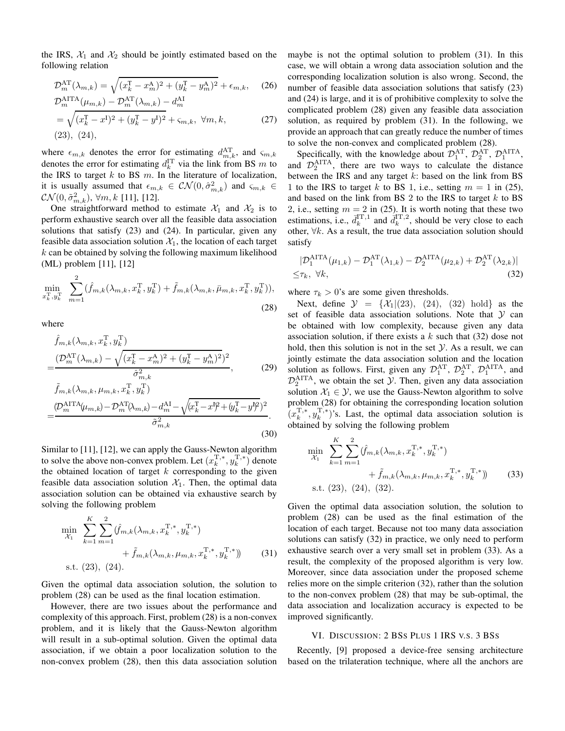the IRS, $\mathcal{X}_1$ and $\mathcal{X}_2$ should be jointly estimated based on the following relation

$$\mathcal{D}_m^{\rm AT}(\lambda_{m,k}) = \sqrt{(x_k^{\rm T}-x_m^{\rm A})^2+(y_k^{\rm T}-y_m^{\rm A})^2}+\epsilon_{m,k}, \quad (26)$$

$$\mathcal{D}_m^{\rm AITA}(\mu_{m,k}) - \mathcal{D}_m^{\rm AT}(\lambda_{m,k}) - d_m^{\rm AI} = \sqrt{(x_k^{\rm T}-x^{\rm I})^2+(y_k^{\rm T}-y^{\rm I})^2}+\varsigma_{m,k}, \ \forall m,k, \quad (27)$$

$$(23),\ (24),$$

where $\epsilon_{m,k}$ denotes the error for estimating $d_{m,k}^{\rm AT}$, and $\varsigma_{m,k}$ denotes the error for estimating $d_k^{\rm IT}$ via the link from BS $m$ to the IRS to target $k$ to BS $m$. In the literature of localization, it is usually assumed that $\epsilon_{m,k} \in \mathcal{CN}(0,\hat{\sigma}_{m,k}^2)$ and $\varsigma_{m,k} \in \mathcal{CN}(0,\tilde{\sigma}_{m,k}^2)$, $\forall m,k$ [11], [12].

One straightforward method to estimate $\mathcal{X}_1$ and $\mathcal{X}_2$ is to perform exhaustive search over all the feasible data association solutions that satisfy (23) and (24). In particular, given any feasible data association solution $\mathcal{X}_1$, the location of each target $k$ can be obtained by solving the following maximum likelihood (ML) problem [11], [12]

$$\min_{x_k^{\rm T},y_k^{\rm T}} \ \sum_{m=1}^{2}(\hat{f}_{m,k}(\lambda_{m,k},x_k^{\rm T},y_k^{\rm T})+\tilde{f}_{m,k}(\lambda_{m,k},\bar{\mu}_{m,k},x_k^{\rm T},y_k^{\rm T})), \quad (28)$$

where

$$\hat{f}_{m,k}(\lambda_{m,k},x_k^{\rm T},y_k^{\rm T}) = \frac{(\mathcal{D}_m^{\rm AT}(\lambda_{m,k})-\sqrt{(x_k^{\rm T}-x_m^{\rm A})^2+(y_k^{\rm T}-y_m^{\rm A})^2})^2}{\hat{\sigma}_{m,k}^2}, \quad (29)$$

$$\tilde{f}_{m,k}(\lambda_{m,k},\mu_{m,k},x_k^{\rm T},y_k^{\rm T}) = \frac{(\mathcal{D}_m^{\rm AITA}(\mu_{m,k})-\mathcal{D}_m^{\rm AT}(\lambda_{m,k})-d_m^{\rm AI}-\sqrt{(x_k^{\rm T}-x^{\rm I})^2+(y_k^{\rm T}-y^{\rm I})^2})^2}{\tilde{\sigma}_{m,k}^2}. \quad (30)$$

Similar to [11], [12], we can apply the Gauss-Newton algorithm to solve the above non-convex problem. Let $(x_k^{\rm T,*},y_k^{\rm T,*})$ denote the obtained location of target $k$ corresponding to the given feasible data association solution $\mathcal{X}_1$. Then, the optimal data association solution can be obtained via exhaustive search by solving the following problem

$$\min_{\mathcal{X}_1} \ \sum_{k=1}^{K}\sum_{m=1}^{2}(\hat{f}_{m,k}(\lambda_{m,k},x_k^{\rm T,*},y_k^{\rm T,*}) + \tilde{f}_{m,k}(\lambda_{m,k},\mu_{m,k},x_k^{\rm T,*},y_k^{\rm T,*})) \quad (31)$$
$$\text{s.t. } (23),\ (24).$$

Given the optimal data association solution, the solution to problem (28) can be used as the final location estimation.

However, there are two issues about the performance and complexity of this approach. First, problem (28) is a non-convex problem, and it is likely that the Gauss-Newton algorithm will result in a sub-optimal solution. Given the optimal data association, if we obtain a poor localization solution to the non-convex problem (28), then this data association solution maybe is not the optimal solution to problem (31). In this case, we will obtain a wrong data association solution and the corresponding localization solution is also wrong. Second, the number of feasible data association solutions that satisfy (23) and (24) is large, and it is of prohibitive complexity to solve the complicated problem (28) given any feasible data association solution, as required by problem (31). In the following, we provide an approach that can greatly reduce the number of times to solve the non-convex and complicated problem (28).

Specifically, with the knowledge about $\mathcal{D}_1^{\rm AT}$, $\mathcal{D}_2^{\rm AT}$, $\mathcal{D}_1^{\rm AITA}$, and $\mathcal{D}_2^{\rm AITA}$, there are two ways to calculate the distance between the IRS and any target $k$: based on the link from BS 1 to the IRS to target $k$ to BS 1, i.e., setting $m=1$ in (25), and based on the link from BS 2 to the IRS to target $k$ to BS 2, i.e., setting $m=2$ in (25). It is worth noting that these two estimations, i.e., $\bar{d}_k^{\rm IT,1}$ and $\bar{d}_k^{\rm IT,2}$, should be very close to each other, $\forall k$. As a result, the true data association solution should satisfy

$$|\mathcal{D}_1^{\rm AITA}(\mu_{1,k})-\mathcal{D}_1^{\rm AT}(\lambda_{1,k})-\mathcal{D}_2^{\rm AITA}(\mu_{2,k})+\mathcal{D}_2^{\rm AT}(\lambda_{2,k})| \leq \tau_k, \ \forall k, \quad (32)$$

where $\tau_k>0$'s are some given thresholds.

Next, define $\mathcal{Y}=\{\mathcal{X}_1|(23),\ (24),\ (32) \text{ hold}\}$ as the set of feasible data association solutions. Note that $\mathcal{Y}$ can be obtained with low complexity, because given any data association solution, if there exists a $k$ such that (32) dose not hold, then this solution is not in the set $\mathcal{Y}$. As a result, we can jointly estimate the data association solution and the location solution as follows. First, given any $\mathcal{D}_1^{\rm AT}$, $\mathcal{D}_2^{\rm AT}$, $\mathcal{D}_1^{\rm AITA}$, and $\mathcal{D}_2^{\rm AITA}$, we obtain the set $\mathcal{Y}$. Then, given any data association solution $\mathcal{X}_1\in\mathcal{Y}$, we use the Gauss-Newton algorithm to solve problem (28) for obtaining the corresponding location solution $(x_k^{\rm T,*},y_k^{\rm T,*})$'s. Last, the optimal data association solution is obtained by solving the following problem

$$\min_{\mathcal{X}_1} \ \sum_{k=1}^{K}\sum_{m=1}^{2}(\hat{f}_{m,k}(\lambda_{m,k},x_k^{\rm T,*},y_k^{\rm T,*}) + \tilde{f}_{m,k}(\lambda_{m,k},\mu_{m,k},x_k^{\rm T,*},y_k^{\rm T,*})) \quad (33)$$
$$\text{s.t. } (23),\ (24),\ (32).$$

Given the optimal data association solution, the solution to problem (28) can be used as the final estimation of the location of each target. Because not too many data association solutions can satisfy (32) in practice, we only need to perform exhaustive search over a very small set in problem (33). As a result, the complexity of the proposed algorithm is very low. Moreover, since data association under the proposed scheme relies more on the simple criterion (32), rather than the solution to the non-convex problem (28) that may be sub-optimal, the data association and localization accuracy is expected to be improved significantly.

## VI. Discussion: 2 BSs Plus 1 IRS v.s. 3 BSs

Recently, [9] proposed a device-free sensing architecture based on the trilateration technique, where all the anchors are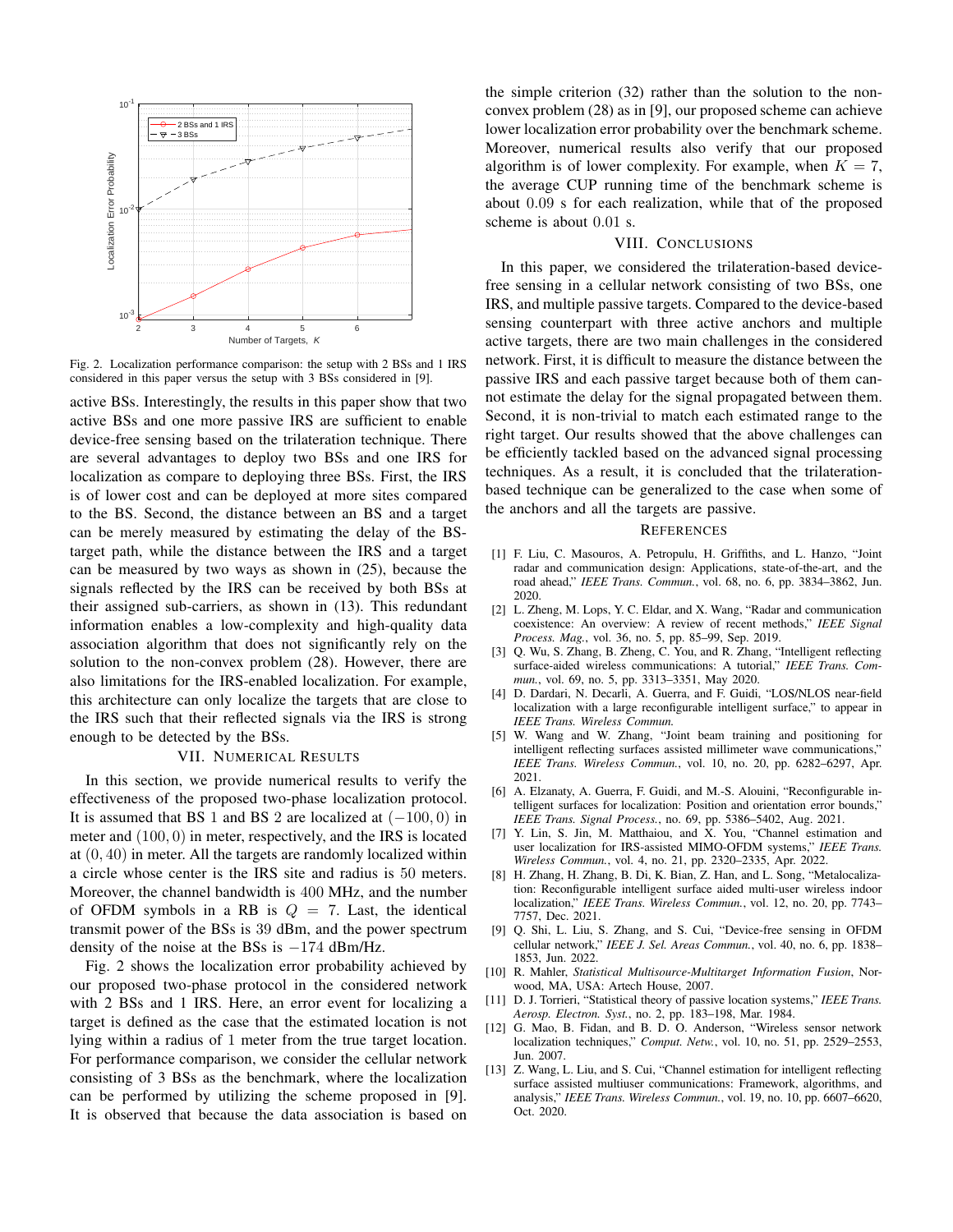$10^{-1}$

$10^{-2}$

$10^{-3}$

Localization Error Probability

2 BSs and 1 IRS

3 BSs

2 3 4 5 6

Number of Targets, $K$

Fig. 2. Localization performance comparison: the setup with 2 BSs and 1 IRS considered in this paper versus the setup with 3 BSs considered in [9].

active BSs. Interestingly, the results in this paper show that two active BSs and one more passive IRS are sufficient to enable device-free sensing based on the trilateration technique. There are several advantages to deploy two BSs and one IRS for localization as compare to deploying three BSs. First, the IRS is of lower cost and can be deployed at more sites compared to the BS. Second, the distance between an BS and a target can be merely measured by estimating the delay of the BS-target path, while the distance between the IRS and a target can be measured by two ways as shown in (25), because the signals reflected by the IRS can be received by both BSs at their assigned sub-carriers, as shown in (13). This redundant information enables a low-complexity and high-quality data association algorithm that does not significantly rely on the solution to the non-convex problem (28). However, there are also limitations for the IRS-enabled localization. For example, this architecture can only localize the targets that are close to the IRS such that their reflected signals via the IRS is strong enough to be detected by the BSs.

## VII. Numerical Results

In this section, we provide numerical results to verify the effectiveness of the proposed two-phase localization protocol. It is assumed that BS 1 and BS 2 are localized at $(-100, 0)$ in meter and $(100, 0)$ in meter, respectively, and the IRS is located at $(0, 40)$ in meter. All the targets are randomly localized within a circle whose center is the IRS site and radius is 50 meters. Moreover, the channel bandwidth is 400 MHz, and the number of OFDM symbols in a RB is $Q = 7$. Last, the identical transmit power of the BSs is 39 dBm, and the power spectrum density of the noise at the BSs is $-174$ dBm/Hz.

Fig. 2 shows the localization error probability achieved by our proposed two-phase protocol in the considered network with 2 BSs and 1 IRS. Here, an error event for localizing a target is defined as the case that the estimated location is not lying within a radius of 1 meter from the true target location. For performance comparison, we consider the cellular network consisting of 3 BSs as the benchmark, where the localization can be performed by utilizing the scheme proposed in [9]. It is observed that because the data association is based on the simple criterion (32) rather than the solution to the non-convex problem (28) as in [9], our proposed scheme can achieve lower localization error probability over the benchmark scheme. Moreover, numerical results also verify that our proposed algorithm is of lower complexity. For example, when $K = 7$, the average CUP running time of the benchmark scheme is about 0.09 s for each realization, while that of the proposed scheme is about 0.01 s.

## VIII. Conclusions

In this paper, we considered the trilateration-based device-free sensing in a cellular network consisting of two BSs, one IRS, and multiple passive targets. Compared to the device-based sensing counterpart with three active anchors and multiple active targets, there are two main challenges in the considered network. First, it is difficult to measure the distance between the passive IRS and each passive target because both of them cannot estimate the delay for the signal propagated between them. Second, it is non-trivial to match each estimated range to the right target. Our results showed that the above challenges can be efficiently tackled based on the advanced signal processing techniques. As a result, it is concluded that the trilateration-based technique can be generalized to the case when some of the anchors and all the targets are passive.

## References

[1] F. Liu, C. Masouros, A. Petropulu, H. Griffiths, and L. Hanzo, "Joint radar and communication design: Applications, state-of-the-art, and the road ahead," *IEEE Trans. Commun.*, vol. 68, no. 6, pp. 3834–3862, Jun. 2020.

[2] L. Zheng, M. Lops, Y. C. Eldar, and X. Wang, "Radar and communication coexistence: An overview: A review of recent methods," *IEEE Signal Process. Mag.*, vol. 36, no. 5, pp. 85–99, Sep. 2019.

[3] Q. Wu, S. Zhang, B. Zheng, C. You, and R. Zhang, "Intelligent reflecting surface-aided wireless communications: A tutorial," *IEEE Trans. Commun.*, vol. 69, no. 5, pp. 3313–3351, May 2020.

[4] D. Dardari, N. Decarli, A. Guerra, and F. Guidi, "LOS/NLOS near-field localization with a large reconfigurable intelligent surface," to appear in *IEEE Trans. Wireless Commun.*

[5] W. Wang and W. Zhang, "Joint beam training and positioning for intelligent reflecting surfaces assisted millimeter wave communications," *IEEE Trans. Wireless Commun.*, vol. 10, no. 20, pp. 6282–6297, Apr. 2021.

[6] A. Elzanaty, A. Guerra, F. Guidi, and M.-S. Alouini, "Reconfigurable intelligent surfaces for localization: Position and orientation error bounds," *IEEE Trans. Signal Process.*, no. 69, pp. 5386–5402, Aug. 2021.

[7] Y. Lin, S. Jin, M. Matthaiou, and X. You, "Channel estimation and user localization for IRS-assisted MIMO-OFDM systems," *IEEE Trans. Wireless Commun.*, vol. 4, no. 21, pp. 2320–2335, Apr. 2022.

[8] H. Zhang, H. Zhang, B. Di, K. Bian, Z. Han, and L. Song, "Metalocalization: Reconfigurable intelligent surface aided multi-user wireless indoor localization," *IEEE Trans. Wireless Commun.*, vol. 12, no. 20, pp. 7743–7757, Dec. 2021.

[9] Q. Shi, L. Liu, S. Zhang, and S. Cui, "Device-free sensing in OFDM cellular network," *IEEE J. Sel. Areas Commun.*, vol. 40, no. 6, pp. 1838–1853, Jun. 2022.

[10] R. Mahler, *Statistical Multisource-Multitarget Information Fusion*, Norwood, MA, USA: Artech House, 2007.

[11] D. J. Torrieri, "Statistical theory of passive location systems," *IEEE Trans. Aerosp. Electron. Syst.*, no. 2, pp. 183–198, Mar. 1984.

[12] G. Mao, B. Fidan, and B. D. O. Anderson, "Wireless sensor network localization techniques," *Comput. Netw.*, vol. 10, no. 51, pp. 2529–2553, Jun. 2007.

[13] Z. Wang, L. Liu, and S. Cui, "Channel estimation for intelligent reflecting surface assisted multiuser communications: Framework, algorithms, and analysis," *IEEE Trans. Wireless Commun.*, vol. 19, no. 10, pp. 6607–6620, Oct. 2020.